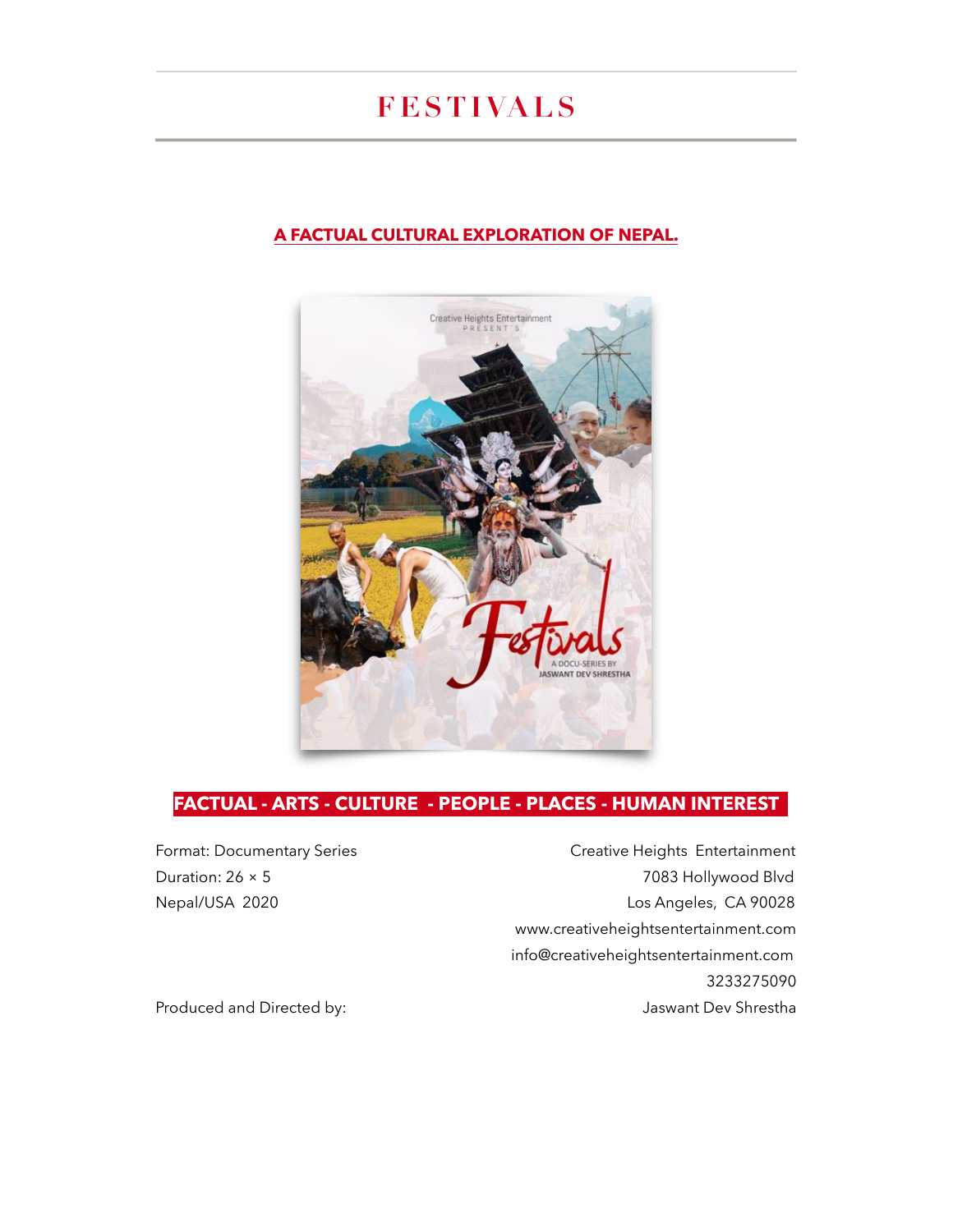# FESTIVALS

**A FACTUAL CULTURAL EXPLORATION OF NEPAL.**

**FACTUAL - ARTS - CULTURE - PEOPLE - PLACES - HUMAN INTEREST**

Format: Documentary Series
Duration: 26 × 5
Nepal/USA 2020

Creative Heights Entertainment
7083 Hollywood Blvd
Los Angeles, CA 90028
www.creativeheightsentertainment.com
info@creativeheightsentertainment.com
3233275090

Produced and Directed by: Jaswant Dev Shrestha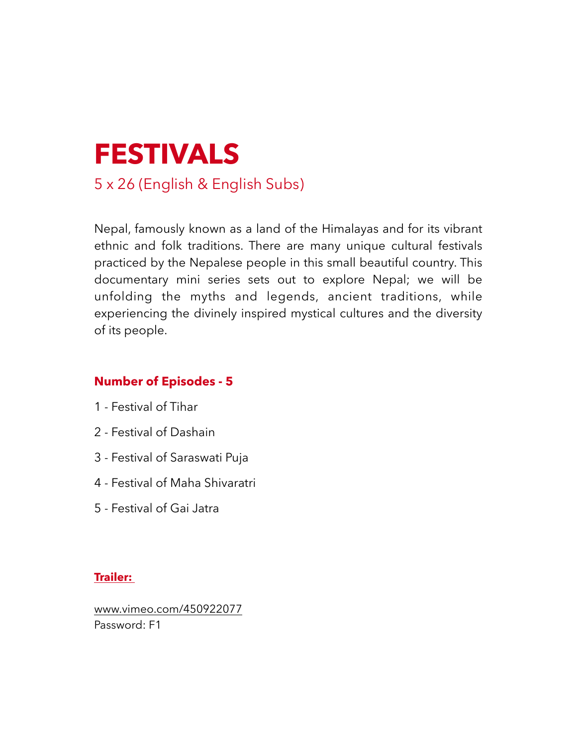# FESTIVALS

5 x 26 (English & English Subs)

Nepal, famously known as a land of the Himalayas and for its vibrant ethnic and folk traditions. There are many unique cultural festivals practiced by the Nepalese people in this small beautiful country. This documentary mini series sets out to explore Nepal; we will be unfolding the myths and legends, ancient traditions, while experiencing the divinely inspired mystical cultures and the diversity of its people.

**Number of Episodes - 5**

1 - Festival of Tihar

2 - Festival of Dashain

3 - Festival of Saraswati Puja

4 - Festival of Maha Shivaratri

5 - Festival of Gai Jatra

**Trailer:**

www.vimeo.com/450922077
Password: F1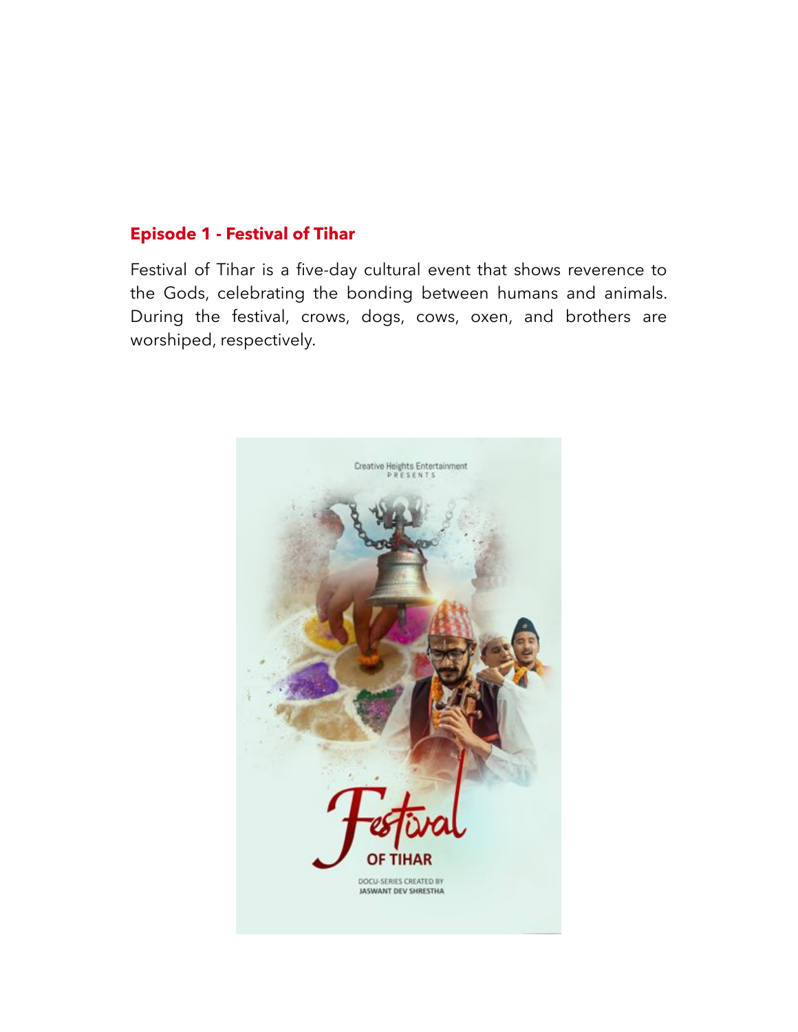## Episode 1 - Festival of Tihar

Festival of Tihar is a five-day cultural event that shows reverence to the Gods, celebrating the bonding between humans and animals. During the festival, crows, dogs, cows, oxen, and brothers are worshiped, respectively.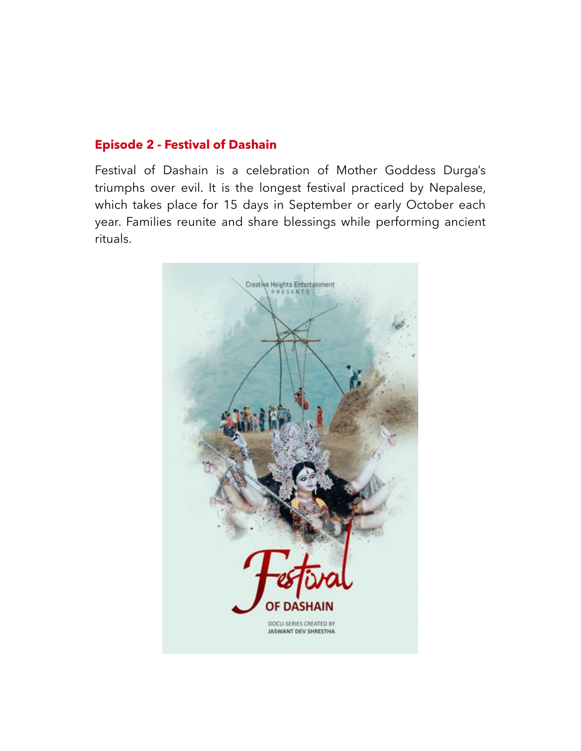## Episode 2 - Festival of Dashain

Festival of Dashain is a celebration of Mother Goddess Durga's triumphs over evil. It is the longest festival practiced by Nepalese, which takes place for 15 days in September or early October each year. Families reunite and share blessings while performing ancient rituals.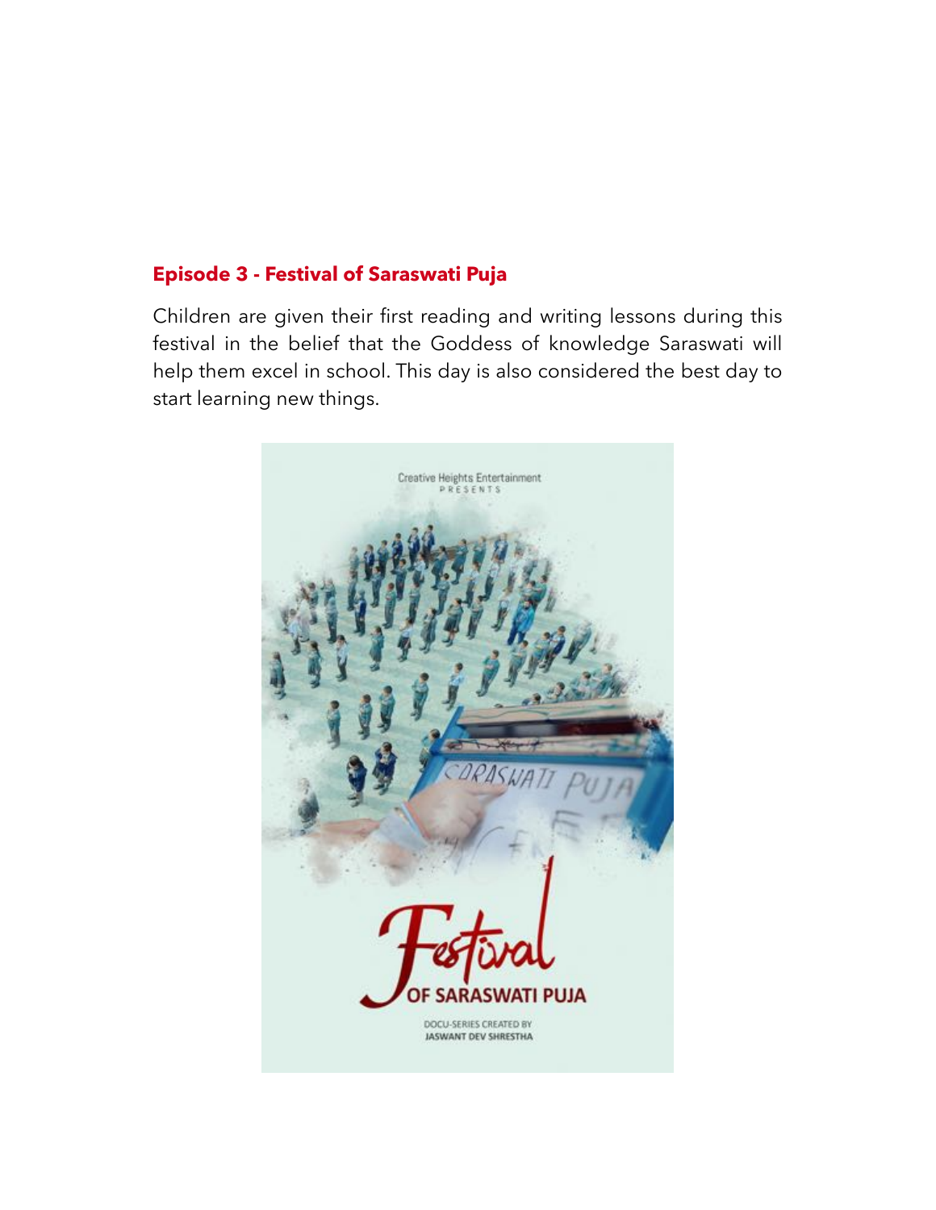**Episode 3 - Festival of Saraswati Puja**

Children are given their first reading and writing lessons during this festival in the belief that the Goddess of knowledge Saraswati will help them excel in school. This day is also considered the best day to start learning new things.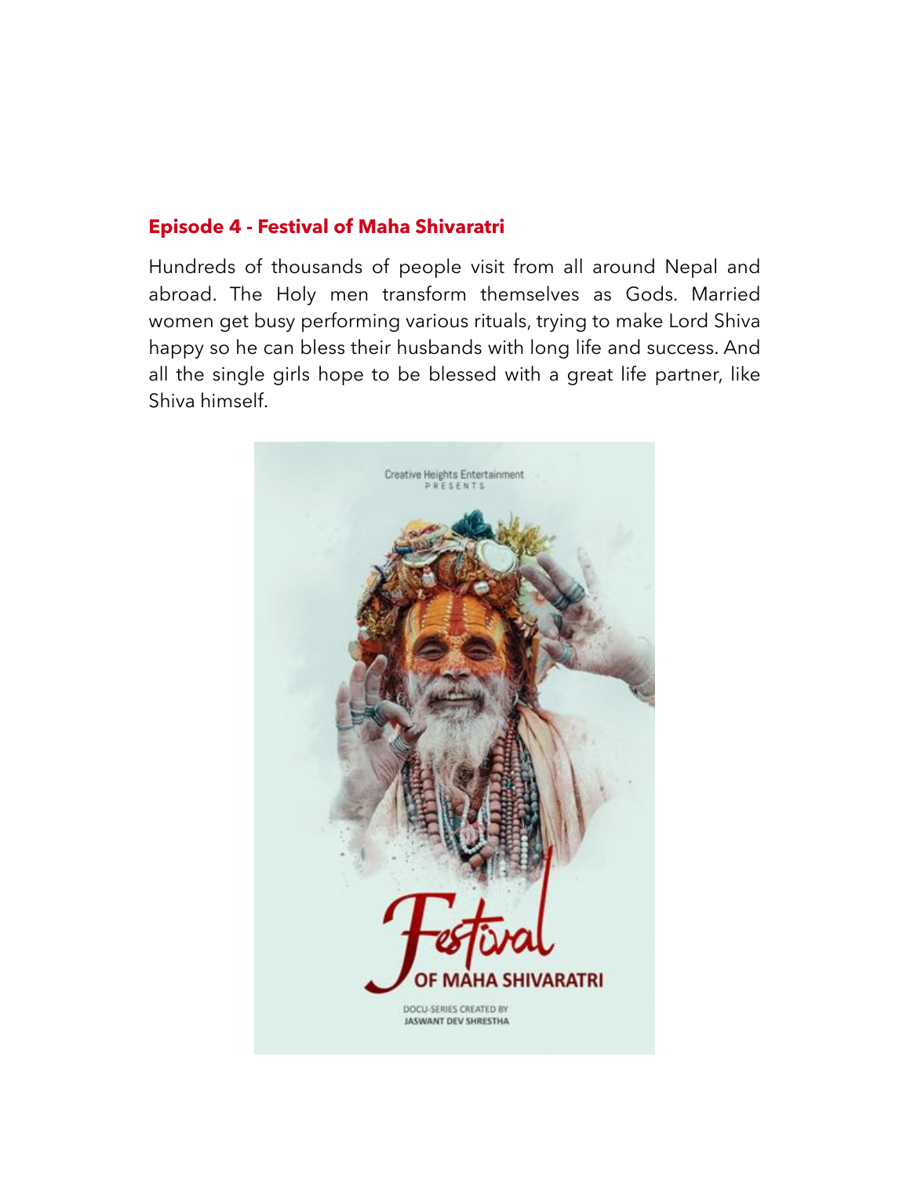### Episode 4 - Festival of Maha Shivaratri

Hundreds of thousands of people visit from all around Nepal and abroad. The Holy men transform themselves as Gods. Married women get busy performing various rituals, trying to make Lord Shiva happy so he can bless their husbands with long life and success. And all the single girls hope to be blessed with a great life partner, like Shiva himself.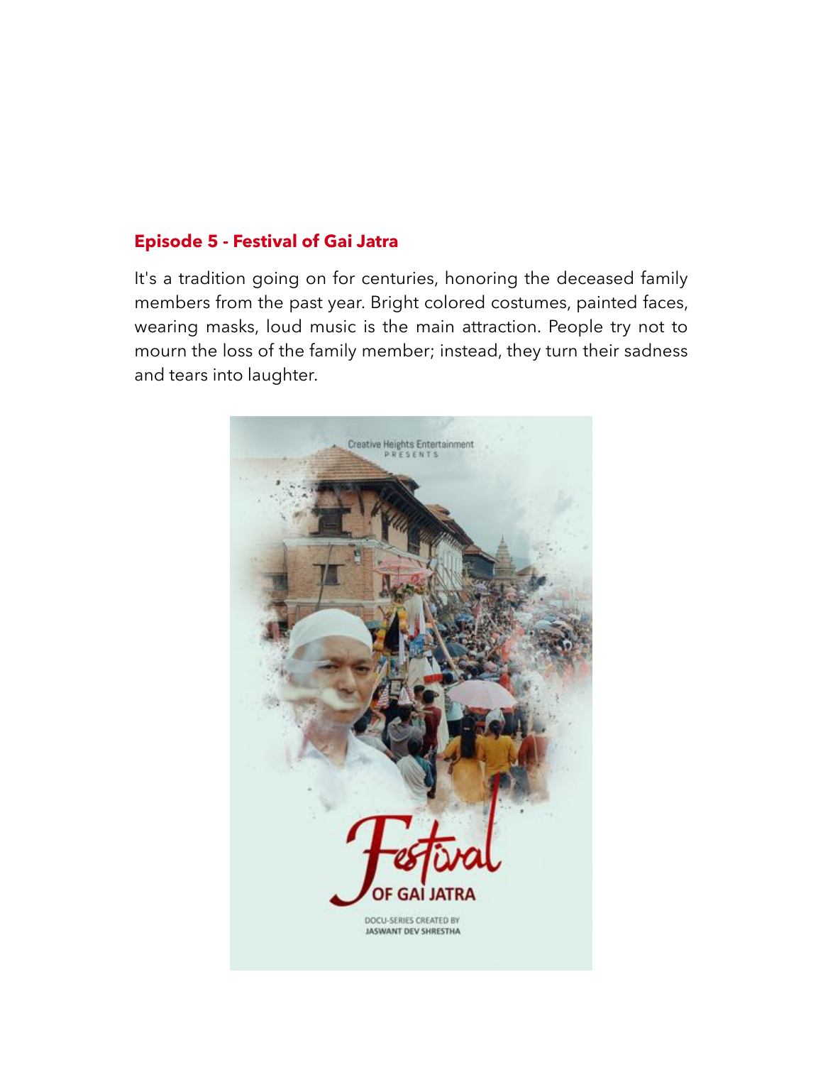### Episode 5 - Festival of Gai Jatra

It's a tradition going on for centuries, honoring the deceased family members from the past year. Bright colored costumes, painted faces, wearing masks, loud music is the main attraction. People try not to mourn the loss of the family member; instead, they turn their sadness and tears into laughter.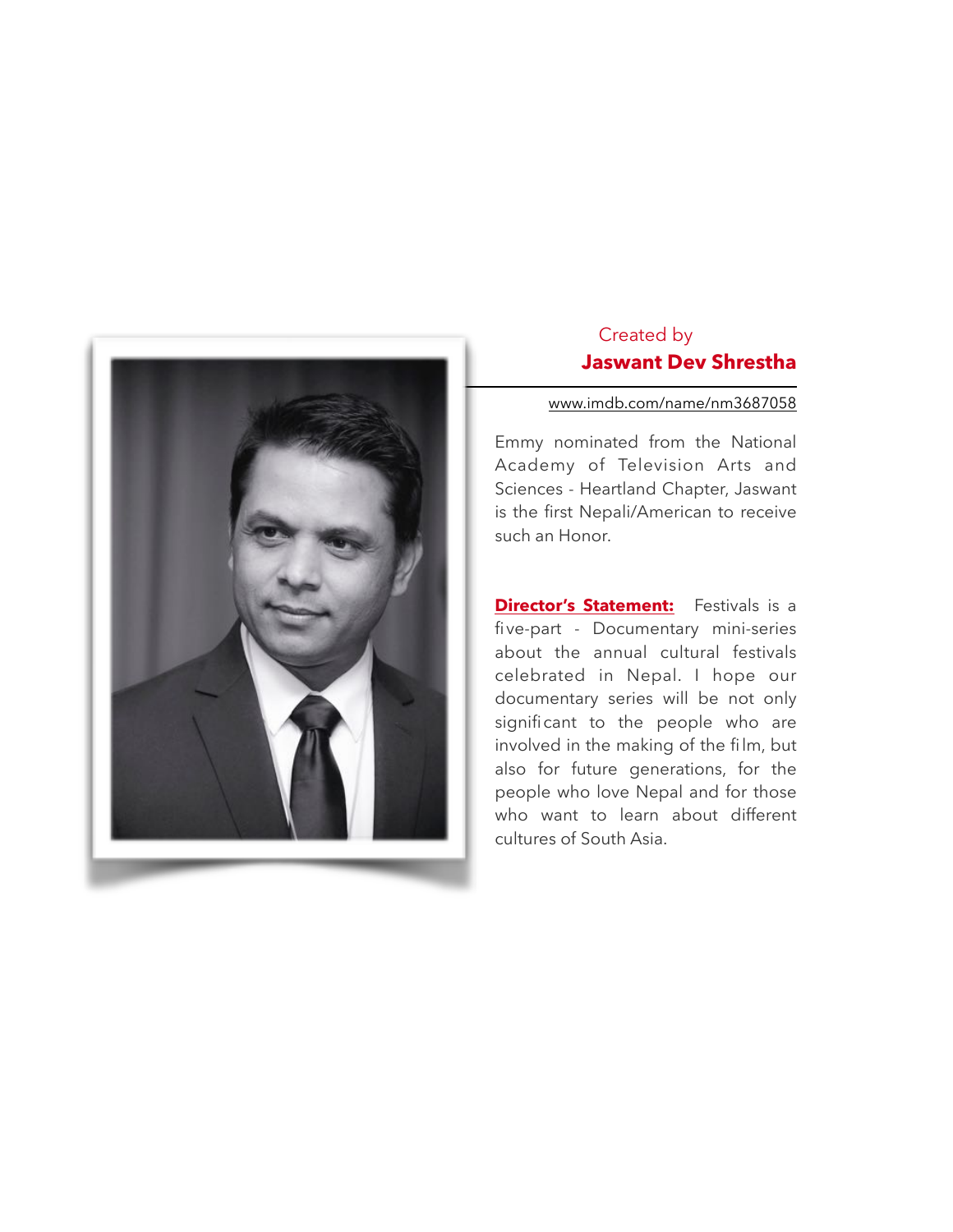Created by

**Jaswant Dev Shrestha**

www.imdb.com/name/nm3687058

Emmy nominated from the National Academy of Television Arts and Sciences - Heartland Chapter, Jaswant is the first Nepali/American to receive such an Honor.

**Director's Statement:** Festivals is a five-part - Documentary mini-series about the annual cultural festivals celebrated in Nepal. I hope our documentary series will be not only significant to the people who are involved in the making of the film, but also for future generations, for the people who love Nepal and for those who want to learn about different cultures of South Asia.